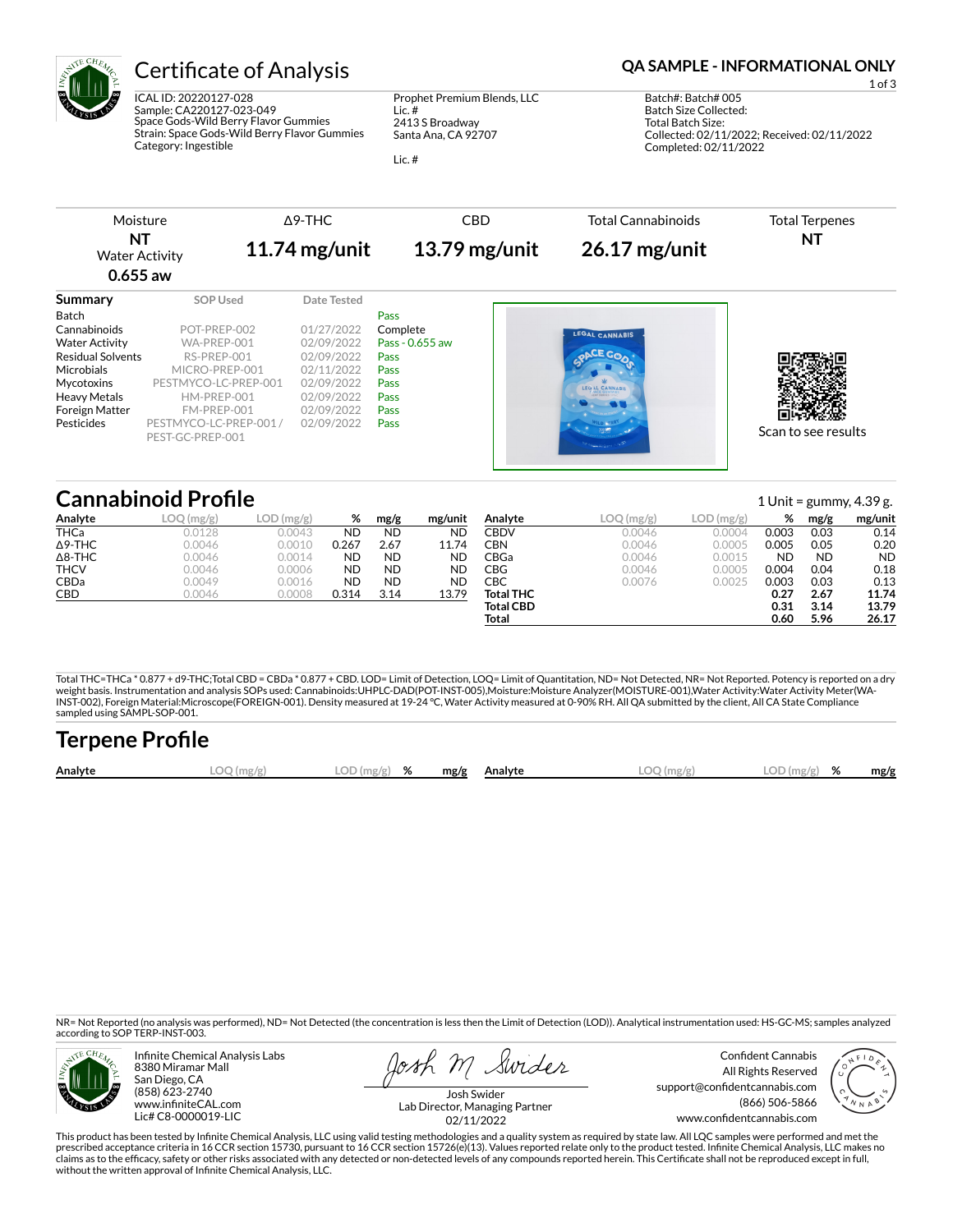# Certificate of Analysis

**QA SAMPLE - INFORMATIONAL ONLY**

ICAL ID: 20220127-028
Sample: CA220127-023-049
Space Gods-Wild Berry Flavor Gummies
Strain: Space Gods-Wild Berry Flavor Gummies
Category: Ingestible

Prophet Premium Blends, LLC
Lic. #
2413 S Broadway
Santa Ana, CA 92707

Lic. #

Batch#: Batch# 005
Batch Size Collected:
Total Batch Size:
Collected: 02/11/2022; Received: 02/11/2022
Completed: 02/11/2022

| Moisture | Δ9-THC | CBD | Total Cannabinoids | Total Terpenes |
|---|---|---|---|---|
| **NT** Water Activity **0.655 aw** | **11.74 mg/unit** | **13.79 mg/unit** | **26.17 mg/unit** | **NT** |

## Summary

| | SOP Used | Date Tested | |
|---|---|---|---|
| Batch | | | Pass |
| Cannabinoids | POT-PREP-002 | 01/27/2022 | Complete |
| Water Activity | WA-PREP-001 | 02/09/2022 | Pass - 0.655 aw |
| Residual Solvents | RS-PREP-001 | 02/09/2022 | Pass |
| Microbials | MICRO-PREP-001 | 02/11/2022 | Pass |
| Mycotoxins | PESTMYCO-LC-PREP-001 | 02/09/2022 | Pass |
| Heavy Metals | HM-PREP-001 | 02/09/2022 | Pass |
| Foreign Matter | FM-PREP-001 | 02/09/2022 | Pass |
| Pesticides | PESTMYCO-LC-PREP-001 / PEST-GC-PREP-001 | 02/09/2022 | Pass |

Scan to see results

## Cannabinoid Profile

1 Unit = gummy, 4.39 g.

| Analyte | LOQ (mg/g) | LOD (mg/g) | % | mg/g | mg/unit |
|---|---|---|---|---|---|
| THCa | 0.0128 | 0.0043 | ND | ND | ND |
| Δ9-THC | 0.0046 | 0.0010 | 0.267 | 2.67 | 11.74 |
| Δ8-THC | 0.0046 | 0.0014 | ND | ND | ND |
| THCV | 0.0046 | 0.0006 | ND | ND | ND |
| CBDa | 0.0049 | 0.0016 | ND | ND | ND |
| CBD | 0.0046 | 0.0008 | 0.314 | 3.14 | 13.79 |
| CBDV | 0.0046 | 0.0004 | 0.003 | 0.03 | 0.14 |
| CBN | 0.0046 | 0.0005 | 0.005 | 0.05 | 0.20 |
| CBGa | 0.0046 | 0.0015 | ND | ND | ND |
| CBG | 0.0046 | 0.0005 | 0.004 | 0.04 | 0.18 |
| CBC | 0.0076 | 0.0025 | 0.003 | 0.03 | 0.13 |
| **Total THC** | | | **0.27** | **2.67** | **11.74** |
| **Total CBD** | | | **0.31** | **3.14** | **13.79** |
| **Total** | | | **0.60** | **5.96** | **26.17** |

Total THC=THCa * 0.877 + d9-THC;Total CBD = CBDa * 0.877 + CBD. LOD= Limit of Detection, LOQ= Limit of Quantitation, ND= Not Detected, NR= Not Reported. Potency is reported on a dry weight basis. Instrumentation and analysis SOPs used: Cannabinoids:UHPLC-DAD(POT-INST-005),Moisture:Moisture Analyzer(MOISTURE-001),Water Activity:Water Activity Meter(WA-INST-002), Foreign Material:Microscope(FOREIGN-001). Density measured at 19-24 °C, Water Activity measured at 0-90% RH. All QA submitted by the client, All CA State Compliance sampled using SAMPL-SOP-001.

## Terpene Profile

| Analyte | LOQ (mg/g) | LOD (mg/g) | % | mg/g | Analyte | LOQ (mg/g) | LOD (mg/g) | % | mg/g |
|---|---|---|---|---|---|---|---|---|---|

NR= Not Reported (no analysis was performed), ND= Not Detected (the concentration is less then the Limit of Detection (LOD)). Analytical instrumentation used: HS-GC-MS; samples analyzed according to SOP TERP-INST-003.

Infinite Chemical Analysis Labs
8380 Miramar Mall
San Diego, CA
(858) 623-2740
www.infiniteCAL.com
Lic# C8-0000019-LIC

Josh Swider
Lab Director, Managing Partner
02/11/2022

Confident Cannabis
All Rights Reserved
support@confidentcannabis.com
(866) 506-5866
www.confidentcannabis.com

This product has been tested by Infinite Chemical Analysis, LLC using valid testing methodologies and a quality system as required by state law. All LQC samples were performed and met the prescribed acceptance criteria in 16 CCR section 15730, pursuant to 16 CCR section 15726(e)(13). Values reported relate only to the product tested. Infinite Chemical Analysis, LLC makes no claims as to the efficacy, safety or other risks associated with any detected or non-detected levels of any compounds reported herein. This Certificate shall not be reproduced except in full, without the written approval of Infinite Chemical Analysis, LLC.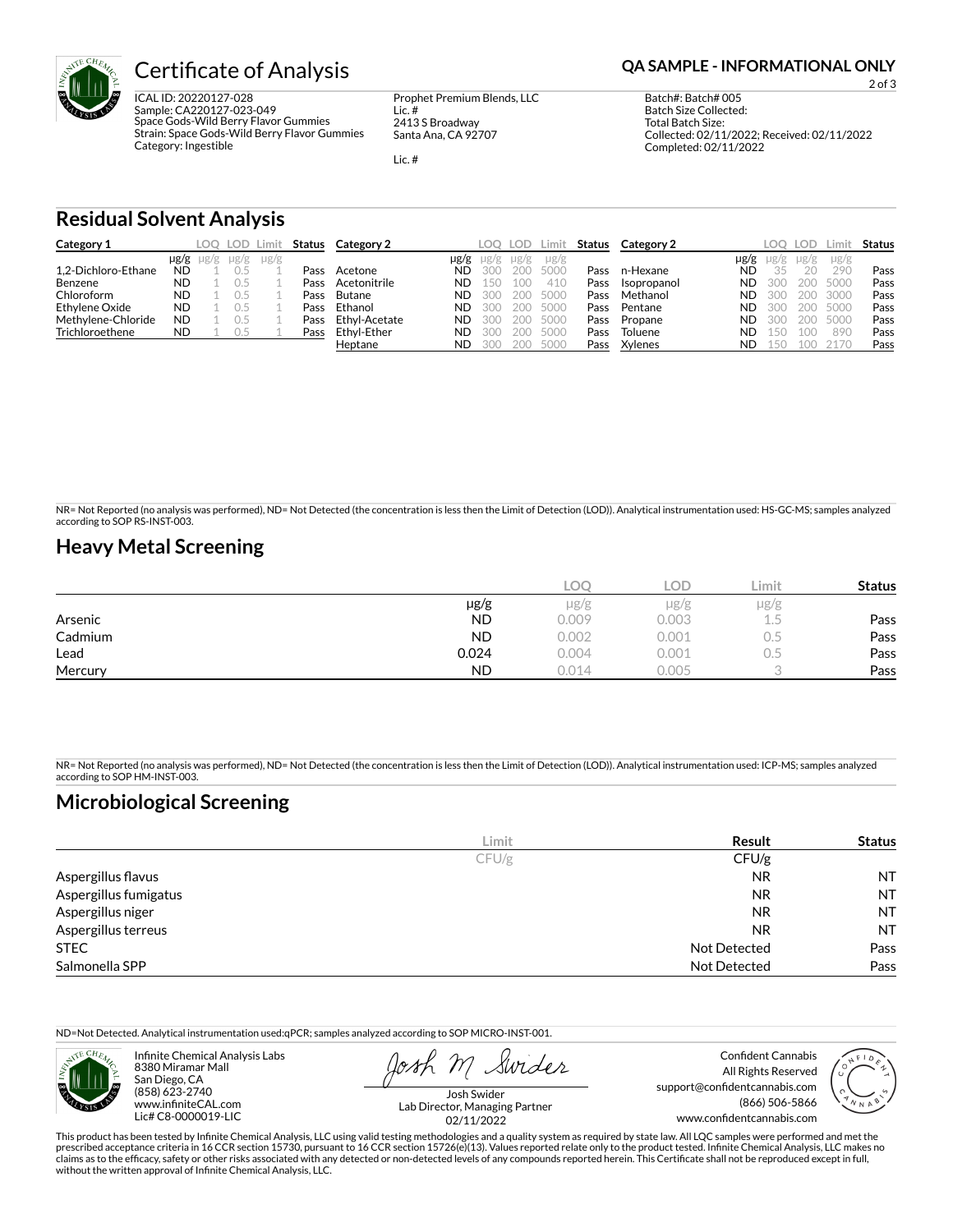# Certificate of Analysis

**QA SAMPLE - INFORMATIONAL ONLY**

ICAL ID: 20220127-028
Sample: CA220127-023-049
Space Gods-Wild Berry Flavor Gummies
Strain: Space Gods-Wild Berry Flavor Gummies
Category: Ingestible

Prophet Premium Blends, LLC
Lic. #
2413 S Broadway
Santa Ana, CA 92707

Lic. #

Batch#: Batch# 005
Batch Size Collected:
Total Batch Size:
Collected: 02/11/2022; Received: 02/11/2022
Completed: 02/11/2022

## Residual Solvent Analysis

| Category 1 | μg/g | LOQ μg/g | LOD μg/g | Limit μg/g | Status |
|---|---|---|---|---|---|
| 1,2-Dichloro-Ethane | ND | 1 | 0.5 | 1 | Pass |
| Benzene | ND | 1 | 0.5 | 1 | Pass |
| Chloroform | ND | 1 | 0.5 | 1 | Pass |
| Ethylene Oxide | ND | 1 | 0.5 | 1 | Pass |
| Methylene-Chloride | ND | 1 | 0.5 | 1 | Pass |
| Trichloroethene | ND | 1 | 0.5 | 1 | Pass |

| Category 2 | μg/g | LOQ μg/g | LOD μg/g | Limit μg/g | Status |
|---|---|---|---|---|---|
| Acetone | ND | 300 | 200 | 5000 | Pass |
| Acetonitrile | ND | 150 | 100 | 410 | Pass |
| Butane | ND | 300 | 200 | 5000 | Pass |
| Ethanol | ND | 300 | 200 | 5000 | Pass |
| Ethyl-Acetate | ND | 300 | 200 | 5000 | Pass |
| Ethyl-Ether | ND | 300 | 200 | 5000 | Pass |
| Heptane | ND | 300 | 200 | 5000 | Pass |
| n-Hexane | ND | 35 | 20 | 290 | Pass |
| Isopropanol | ND | 300 | 200 | 5000 | Pass |
| Methanol | ND | 300 | 200 | 3000 | Pass |
| Pentane | ND | 300 | 200 | 5000 | Pass |
| Propane | ND | 300 | 200 | 5000 | Pass |
| Toluene | ND | 150 | 100 | 890 | Pass |
| Xylenes | ND | 150 | 100 | 2170 | Pass |

NR= Not Reported (no analysis was performed), ND= Not Detected (the concentration is less then the Limit of Detection (LOD)). Analytical instrumentation used: HS-GC-MS; samples analyzed according to SOP RS-INST-003.

## Heavy Metal Screening

| | μg/g | LOQ μg/g | LOD μg/g | Limit μg/g | Status |
|---|---|---|---|---|---|
| Arsenic | ND | 0.009 | 0.003 | 1.5 | Pass |
| Cadmium | ND | 0.002 | 0.001 | 0.5 | Pass |
| Lead | 0.024 | 0.004 | 0.001 | 0.5 | Pass |
| Mercury | ND | 0.014 | 0.005 | 3 | Pass |

NR= Not Reported (no analysis was performed), ND= Not Detected (the concentration is less then the Limit of Detection (LOD)). Analytical instrumentation used: ICP-MS; samples analyzed according to SOP HM-INST-003.

## Microbiological Screening

| | Limit CFU/g | Result CFU/g | Status |
|---|---|---|---|
| Aspergillus flavus | | NR | NT |
| Aspergillus fumigatus | | NR | NT |
| Aspergillus niger | | NR | NT |
| Aspergillus terreus | | NR | NT |
| STEC | | Not Detected | Pass |
| Salmonella SPP | | Not Detected | Pass |

ND=Not Detected. Analytical instrumentation used:qPCR; samples analyzed according to SOP MICRO-INST-001.

Infinite Chemical Analysis Labs
8380 Miramar Mall
San Diego, CA
(858) 623-2740
www.infiniteCAL.com
Lic# C8-0000019-LIC

Josh Swider
Lab Director, Managing Partner
02/11/2022

Confident Cannabis
All Rights Reserved
support@confidentcannabis.com
(866) 506-5866
www.confidentcannabis.com

This product has been tested by Infinite Chemical Analysis, LLC using valid testing methodologies and a quality system as required by state law. All LQC samples were performed and met the prescribed acceptance criteria in 16 CCR section 15730, pursuant to 16 CCR section 15726(e)(13). Values reported relate only to the product tested. Infinite Chemical Analysis, LLC makes no claims as to the efficacy, safety or other risks associated with any detected or non-detected levels of any compounds reported herein. This Certificate shall not be reproduced except in full, without the written approval of Infinite Chemical Analysis, LLC.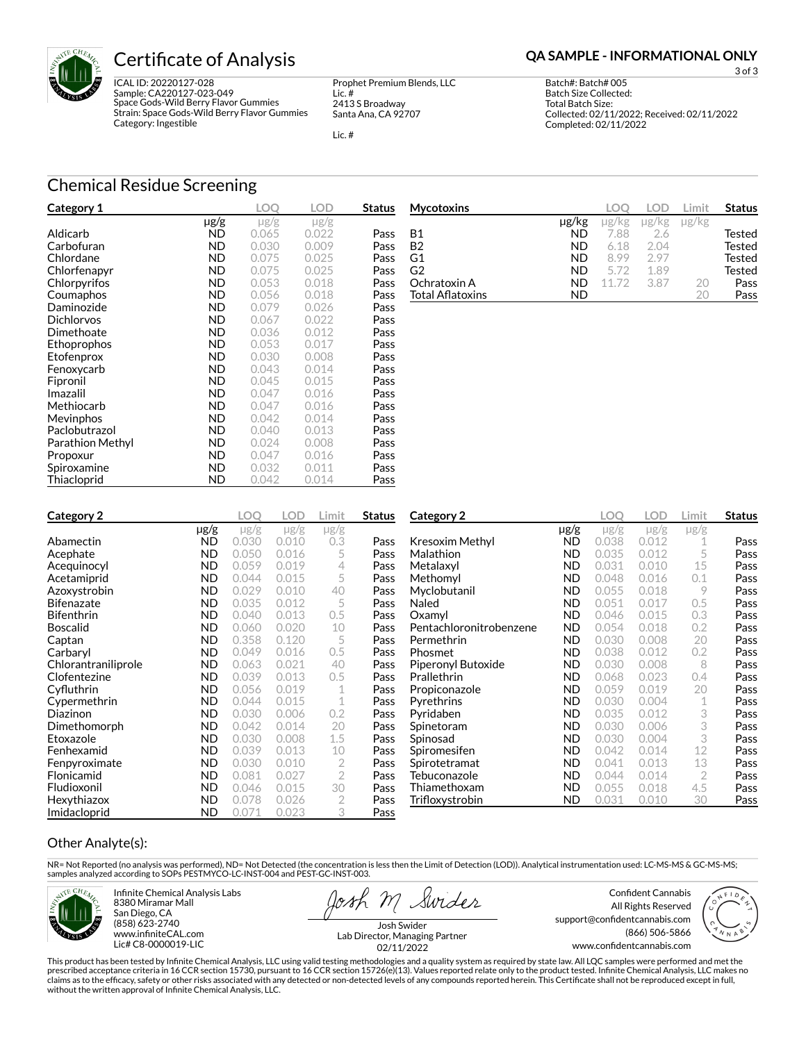# Certificate of Analysis

**QA SAMPLE - INFORMATIONAL ONLY**

ICAL ID: 20220127-028
Sample: CA220127-023-049
Space Gods-Wild Berry Flavor Gummies
Strain: Space Gods-Wild Berry Flavor Gummies
Category: Ingestible

Prophet Premium Blends, LLC
Lic. #
2413 S Broadway
Santa Ana, CA 92707

Lic. #

Batch#: Batch# 005
Batch Size Collected:
Total Batch Size:
Collected: 02/11/2022; Received: 02/11/2022
Completed: 02/11/2022

## Chemical Residue Screening

| Category 1 | μg/g | LOQ μg/g | LOD μg/g | Status |
|---|---|---|---|---|
| Aldicarb | ND | 0.065 | 0.022 | Pass |
| Carbofuran | ND | 0.030 | 0.009 | Pass |
| Chlordane | ND | 0.075 | 0.025 | Pass |
| Chlorfenapyr | ND | 0.075 | 0.025 | Pass |
| Chlorpyrifos | ND | 0.053 | 0.018 | Pass |
| Coumaphos | ND | 0.056 | 0.018 | Pass |
| Daminozide | ND | 0.079 | 0.026 | Pass |
| Dichlorvos | ND | 0.067 | 0.022 | Pass |
| Dimethoate | ND | 0.036 | 0.012 | Pass |
| Ethoprophos | ND | 0.053 | 0.017 | Pass |
| Etofenprox | ND | 0.030 | 0.008 | Pass |
| Fenoxycarb | ND | 0.043 | 0.014 | Pass |
| Fipronil | ND | 0.045 | 0.015 | Pass |
| Imazalil | ND | 0.047 | 0.016 | Pass |
| Methiocarb | ND | 0.047 | 0.016 | Pass |
| Mevinphos | ND | 0.042 | 0.014 | Pass |
| Paclobutrazol | ND | 0.040 | 0.013 | Pass |
| Parathion Methyl | ND | 0.024 | 0.008 | Pass |
| Propoxur | ND | 0.047 | 0.016 | Pass |
| Spiroxamine | ND | 0.032 | 0.011 | Pass |
| Thiacloprid | ND | 0.042 | 0.014 | Pass |

| Mycotoxins | μg/kg | LOQ μg/kg | LOD μg/kg | Limit μg/kg | Status |
|---|---|---|---|---|---|
| B1 | ND | 7.88 | 2.6 | | Tested |
| B2 | ND | 6.18 | 2.04 | | Tested |
| G1 | ND | 8.99 | 2.97 | | Tested |
| G2 | ND | 5.72 | 1.89 | | Tested |
| Ochratoxin A | ND | 11.72 | 3.87 | 20 | Pass |
| Total Aflatoxins | ND | | | 20 | Pass |

| Category 2 | μg/g | LOQ μg/g | LOD μg/g | Limit μg/g | Status |
|---|---|---|---|---|---|
| Abamectin | ND | 0.030 | 0.010 | 0.3 | Pass |
| Acephate | ND | 0.050 | 0.016 | 5 | Pass |
| Acequinocyl | ND | 0.059 | 0.019 | 4 | Pass |
| Acetamiprid | ND | 0.044 | 0.015 | 5 | Pass |
| Azoxystrobin | ND | 0.029 | 0.010 | 40 | Pass |
| Bifenazate | ND | 0.035 | 0.012 | 5 | Pass |
| Bifenthrin | ND | 0.040 | 0.013 | 0.5 | Pass |
| Boscalid | ND | 0.060 | 0.020 | 10 | Pass |
| Captan | ND | 0.358 | 0.120 | 5 | Pass |
| Carbaryl | ND | 0.049 | 0.016 | 0.5 | Pass |
| Chlorantraniliprole | ND | 0.063 | 0.021 | 40 | Pass |
| Clofentezine | ND | 0.039 | 0.013 | 0.5 | Pass |
| Cyfluthrin | ND | 0.056 | 0.019 | 1 | Pass |
| Cypermethrin | ND | 0.044 | 0.015 | 1 | Pass |
| Diazinon | ND | 0.030 | 0.006 | 0.2 | Pass |
| Dimethomorph | ND | 0.042 | 0.014 | 20 | Pass |
| Etoxazole | ND | 0.030 | 0.008 | 1.5 | Pass |
| Fenhexamid | ND | 0.039 | 0.013 | 10 | Pass |
| Fenpyroximate | ND | 0.030 | 0.010 | 2 | Pass |
| Flonicamid | ND | 0.081 | 0.027 | 2 | Pass |
| Fludioxonil | ND | 0.046 | 0.015 | 30 | Pass |
| Hexythiazox | ND | 0.078 | 0.026 | 2 | Pass |
| Imidacloprid | ND | 0.071 | 0.023 | 3 | Pass |
| Kresoxim Methyl | ND | 0.038 | 0.012 | 1 | Pass |
| Malathion | ND | 0.035 | 0.012 | 5 | Pass |
| Metalaxyl | ND | 0.031 | 0.010 | 15 | Pass |
| Methomyl | ND | 0.048 | 0.016 | 0.1 | Pass |
| Myclobutanil | ND | 0.055 | 0.018 | 9 | Pass |
| Naled | ND | 0.051 | 0.017 | 0.5 | Pass |
| Oxamyl | ND | 0.046 | 0.015 | 0.3 | Pass |
| Pentachloronitrobenzene | ND | 0.054 | 0.018 | 0.2 | Pass |
| Permethrin | ND | 0.030 | 0.008 | 20 | Pass |
| Phosmet | ND | 0.038 | 0.012 | 0.2 | Pass |
| Piperonyl Butoxide | ND | 0.030 | 0.008 | 8 | Pass |
| Prallethrin | ND | 0.068 | 0.023 | 0.4 | Pass |
| Propiconazole | ND | 0.059 | 0.019 | 20 | Pass |
| Pyrethrins | ND | 0.030 | 0.004 | 1 | Pass |
| Pyridaben | ND | 0.035 | 0.012 | 3 | Pass |
| Spinetoram | ND | 0.030 | 0.006 | 3 | Pass |
| Spinosad | ND | 0.030 | 0.004 | 3 | Pass |
| Spiromesifen | ND | 0.042 | 0.014 | 12 | Pass |
| Spirotetramat | ND | 0.041 | 0.013 | 13 | Pass |
| Tebuconazole | ND | 0.044 | 0.014 | 2 | Pass |
| Thiamethoxam | ND | 0.055 | 0.018 | 4.5 | Pass |
| Trifloxystrobin | ND | 0.031 | 0.010 | 30 | Pass |

## Other Analyte(s):

NR= Not Reported (no analysis was performed), ND= Not Detected (the concentration is less then the Limit of Detection (LOD)). Analytical instrumentation used: LC-MS-MS & GC-MS-MS; samples analyzed according to SOPs PESTMYCO-LC-INST-004 and PEST-GC-INST-003.

Infinite Chemical Analysis Labs
8380 Miramar Mall
San Diego, CA
(858) 623-2740
www.infiniteCAL.com
Lic# C8-0000019-LIC

Josh Swider
Lab Director, Managing Partner
02/11/2022

Confident Cannabis
All Rights Reserved
support@confidentcannabis.com
(866) 506-5866
www.confidentcannabis.com

This product has been tested by Infinite Chemical Analysis, LLC using valid testing methodologies and a quality system as required by state law. All LQC samples were performed and met the prescribed acceptance criteria in 16 CCR section 15730, pursuant to 16 CCR section 15726(e)(13). Values reported relate only to the product tested. Infinite Chemical Analysis, LLC makes no claims as to the efficacy, safety or other risks associated with any detected or non-detected levels of any compounds reported herein. This Certificate shall not be reproduced except in full, without the written approval of Infinite Chemical Analysis, LLC.